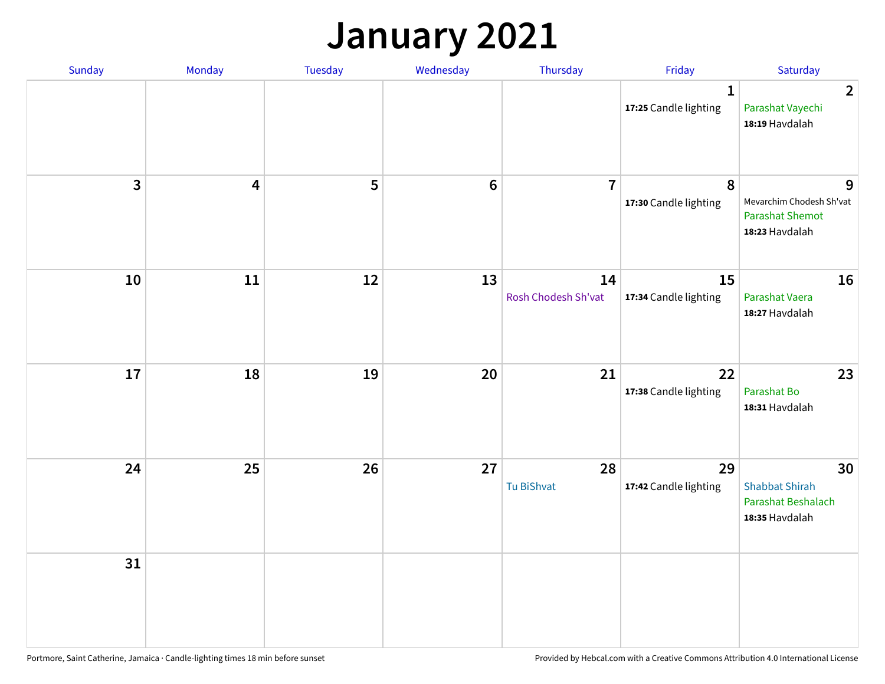# January 2021

| Sunday | Monday | Tuesday | Wednesday | Thursday | Friday | Saturday |
|---|---|---|---|---|---|---|
| | | | | | 1<br>**17:25** Candle lighting | 2<br>Parashat Vayechi<br>**18:19** Havdalah |
| 3 | 4 | 5 | 6 | 7 | 8<br>**17:30** Candle lighting | 9<br>Mevarchim Chodesh Sh'vat<br>Parashat Shemot<br>**18:23** Havdalah |
| 10 | 11 | 12 | 13 | 14<br>Rosh Chodesh Sh'vat | 15<br>**17:34** Candle lighting | 16<br>Parashat Vaera<br>**18:27** Havdalah |
| 17 | 18 | 19 | 20 | 21 | 22<br>**17:38** Candle lighting | 23<br>Parashat Bo<br>**18:31** Havdalah |
| 24 | 25 | 26 | 27 | 28<br>Tu BiShvat | 29<br>**17:42** Candle lighting | 30<br>Shabbat Shirah<br>Parashat Beshalach<br>**18:35** Havdalah |
| 31 | | | | | | |

Portmore, Saint Catherine, Jamaica · Candle-lighting times 18 min before sunset

Provided by Hebcal.com with a Creative Commons Attribution 4.0 International License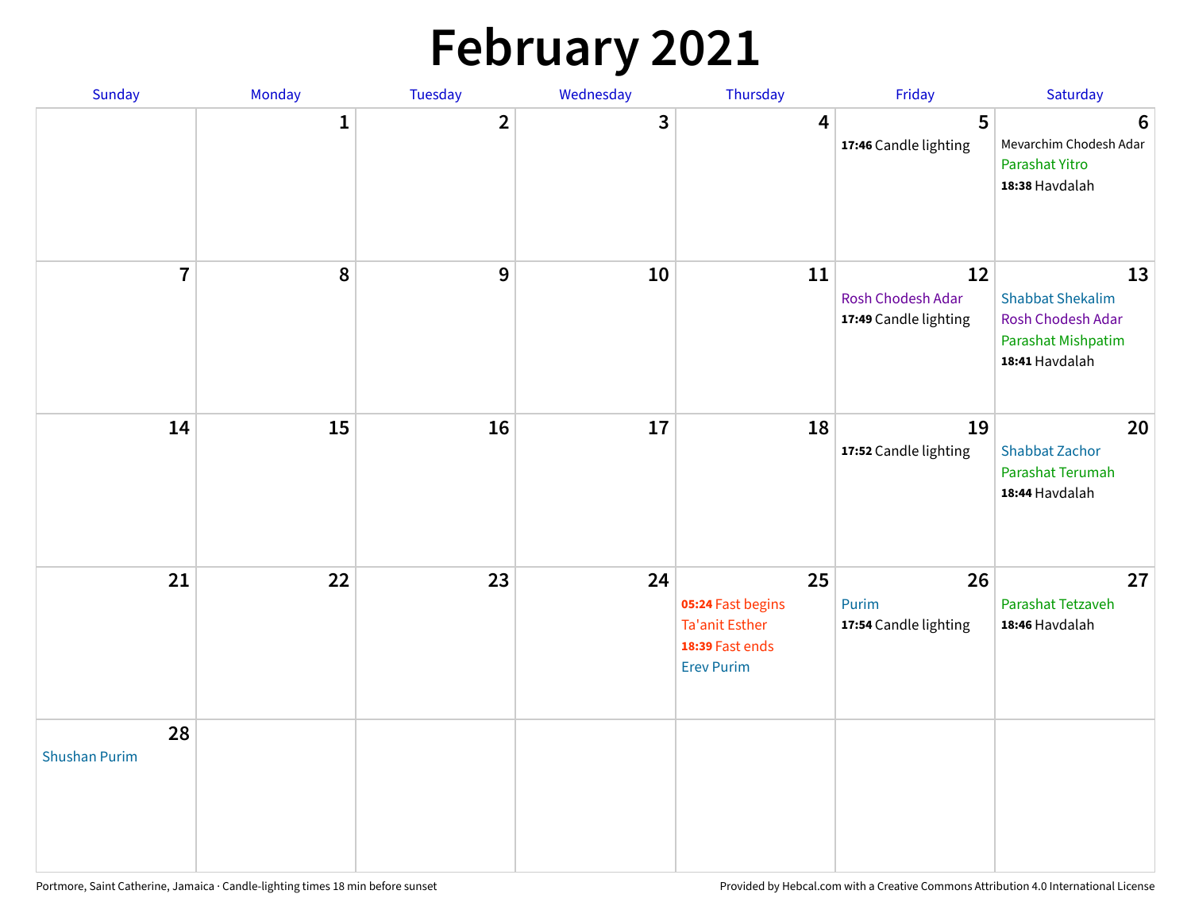# February 2021

| Sunday | Monday | Tuesday | Wednesday | Thursday | Friday | Saturday |
|---|---|---|---|---|---|---|
| | 1 | 2 | 3 | 4 | 5<br>**17:46** Candle lighting | 6<br>Mevarchim Chodesh Adar<br>Parashat Yitro<br>**18:38** Havdalah |
| 7 | 8 | 9 | 10 | 11 | 12<br>Rosh Chodesh Adar<br>**17:49** Candle lighting | 13<br>Shabbat Shekalim<br>Rosh Chodesh Adar<br>Parashat Mishpatim<br>**18:41** Havdalah |
| 14 | 15 | 16 | 17 | 18 | 19<br>**17:52** Candle lighting | 20<br>Shabbat Zachor<br>Parashat Terumah<br>**18:44** Havdalah |
| 21 | 22 | 23 | 24 | 25<br>**05:24** Fast begins<br>Ta'anit Esther<br>**18:39** Fast ends<br>Erev Purim | 26<br>Purim<br>**17:54** Candle lighting | 27<br>Parashat Tetzaveh<br>**18:46** Havdalah |
| 28<br>Shushan Purim | | | | | | |

Portmore, Saint Catherine, Jamaica · Candle-lighting times 18 min before sunset

Provided by Hebcal.com with a Creative Commons Attribution 4.0 International License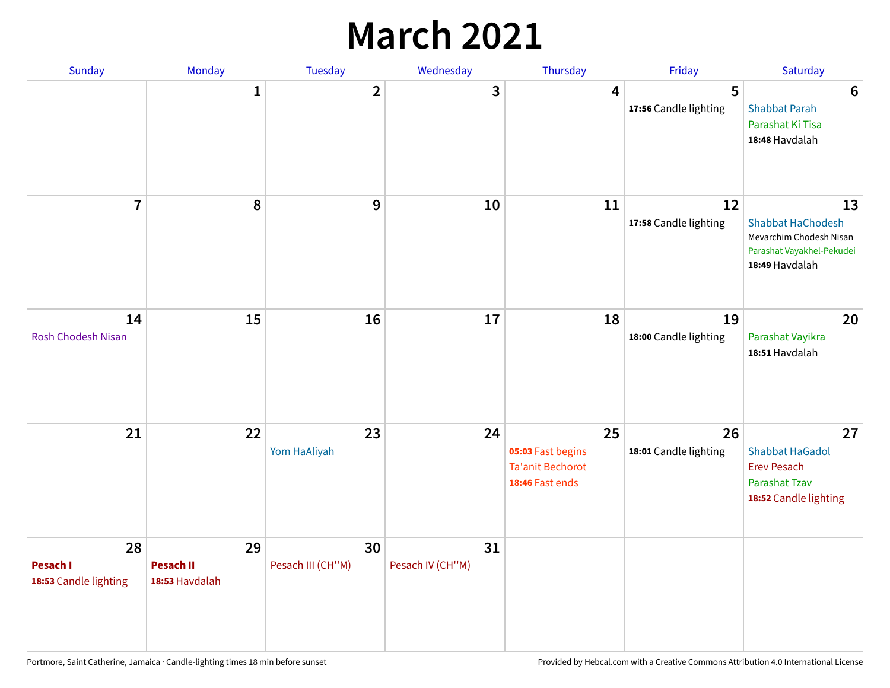# March 2021

| Sunday | Monday | Tuesday | Wednesday | Thursday | Friday | Saturday |
|---|---|---|---|---|---|---|
| | 1 | 2 | 3 | 4 | 5<br>**17:56** Candle lighting | 6<br>Shabbat Parah<br>Parashat Ki Tisa<br>**18:48** Havdalah |
| 7 | 8 | 9 | 10 | 11 | 12<br>**17:58** Candle lighting | 13<br>Shabbat HaChodesh<br>Mevarchim Chodesh Nisan<br>Parashat Vayakhel-Pekudei<br>**18:49** Havdalah |
| 14<br>Rosh Chodesh Nisan | 15 | 16 | 17 | 18 | 19<br>**18:00** Candle lighting | 20<br>Parashat Vayikra<br>**18:51** Havdalah |
| 21 | 22 | 23<br>Yom HaAliyah | 24 | 25<br>**05:03** Fast begins<br>Ta'anit Bechorot<br>**18:46** Fast ends | 26<br>**18:01** Candle lighting | 27<br>Shabbat HaGadol<br>Erev Pesach<br>Parashat Tzav<br>**18:52** Candle lighting |
| 28<br>**Pesach I**<br>**18:53** Candle lighting | 29<br>**Pesach II**<br>**18:53** Havdalah | 30<br>Pesach III (CH''M) | 31<br>Pesach IV (CH''M) | | | |

Portmore, Saint Catherine, Jamaica · Candle-lighting times 18 min before sunset

Provided by Hebcal.com with a Creative Commons Attribution 4.0 International License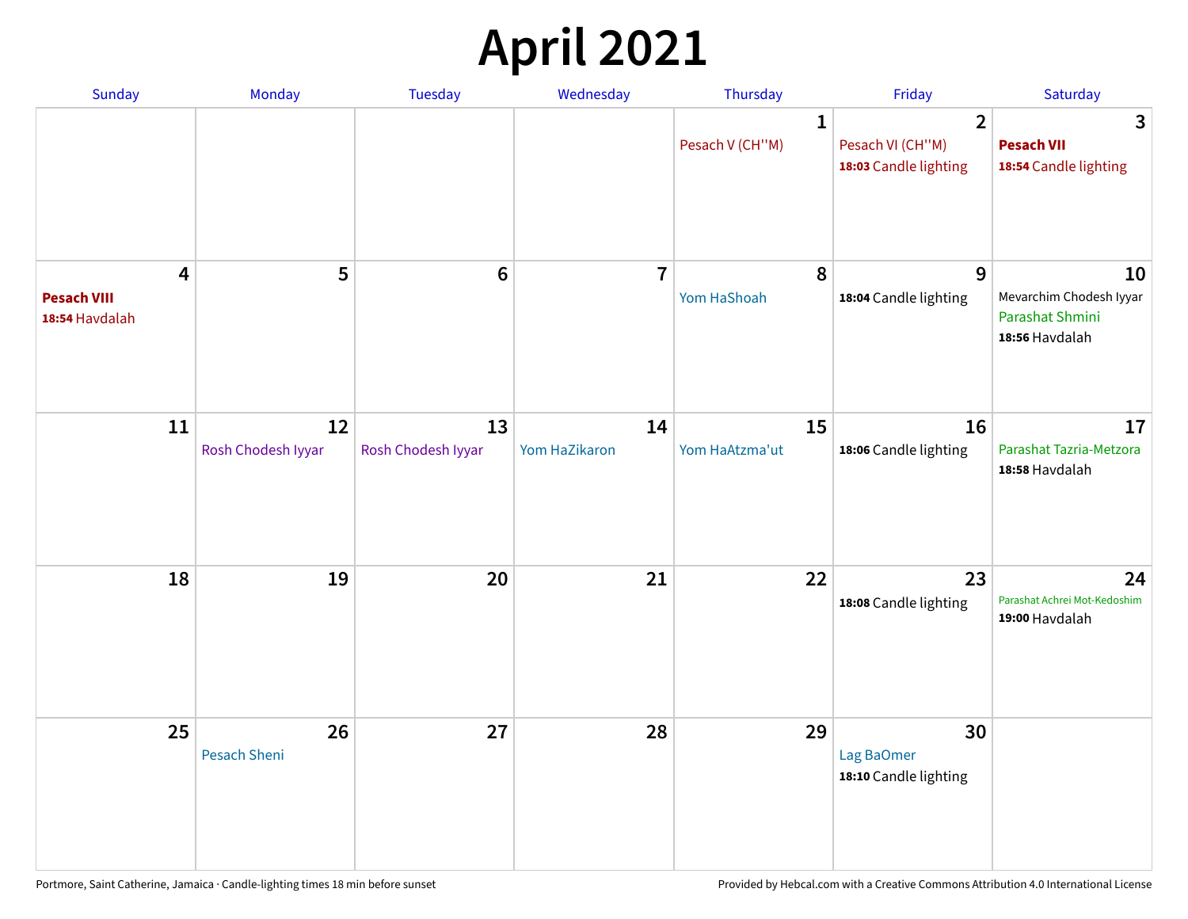# April 2021

| Sunday | Monday | Tuesday | Wednesday | Thursday | Friday | Saturday |
|---|---|---|---|---|---|---|
| | | | | 1<br>Pesach V (CH''M) | 2<br>Pesach VI (CH''M)<br>**18:03** Candle lighting | 3<br>**Pesach VII**<br>**18:54** Candle lighting |
| 4<br>**Pesach VIII**<br>**18:54** Havdalah | 5 | 6 | 7 | 8<br>Yom HaShoah | 9<br>**18:04** Candle lighting | 10<br>Mevarchim Chodesh Iyyar<br>Parashat Shmini<br>**18:56** Havdalah |
| 11 | 12<br>Rosh Chodesh Iyyar | 13<br>Rosh Chodesh Iyyar | 14<br>Yom HaZikaron | 15<br>Yom HaAtzma'ut | 16<br>**18:06** Candle lighting | 17<br>Parashat Tazria-Metzora<br>**18:58** Havdalah |
| 18 | 19 | 20 | 21 | 22 | 23<br>**18:08** Candle lighting | 24<br>Parashat Achrei Mot-Kedoshim<br>**19:00** Havdalah |
| 25 | 26<br>Pesach Sheni | 27 | 28 | 29 | 30<br>Lag BaOmer<br>**18:10** Candle lighting | |

Portmore, Saint Catherine, Jamaica · Candle-lighting times 18 min before sunset

Provided by Hebcal.com with a Creative Commons Attribution 4.0 International License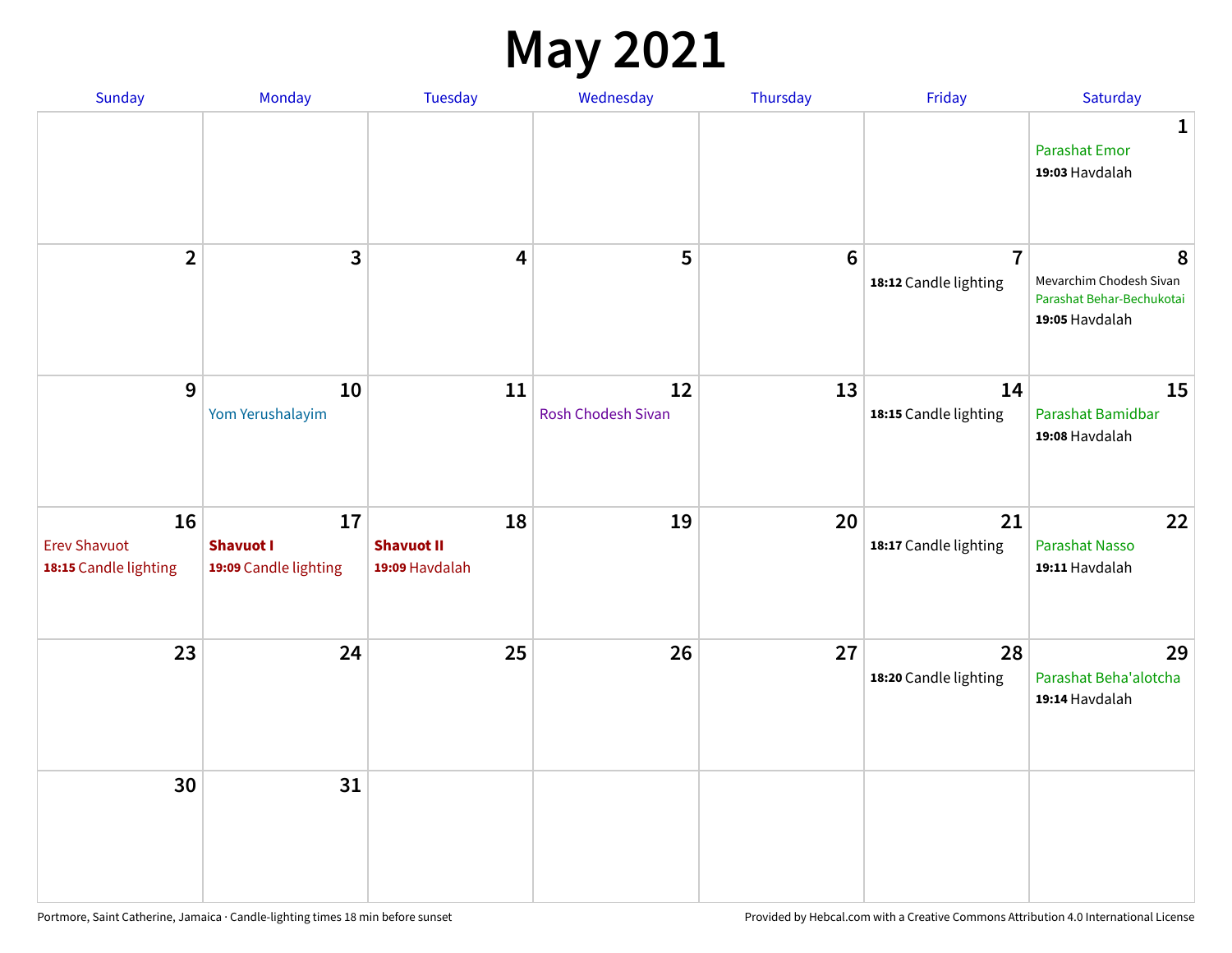# May 2021

| Sunday | Monday | Tuesday | Wednesday | Thursday | Friday | Saturday |
|---|---|---|---|---|---|---|
| | | | | | | 1<br>Parashat Emor<br>**19:03** Havdalah |
| 2 | 3 | 4 | 5 | 6 | 7<br>**18:12** Candle lighting | 8<br>Mevarchim Chodesh Sivan<br>Parashat Behar-Bechukotai<br>**19:05** Havdalah |
| 9 | 10<br>Yom Yerushalayim | 11 | 12<br>Rosh Chodesh Sivan | 13 | 14<br>**18:15** Candle lighting | 15<br>Parashat Bamidbar<br>**19:08** Havdalah |
| 16<br>Erev Shavuot<br>**18:15** Candle lighting | 17<br>**Shavuot I**<br>**19:09** Candle lighting | 18<br>**Shavuot II**<br>**19:09** Havdalah | 19 | 20 | 21<br>**18:17** Candle lighting | 22<br>Parashat Nasso<br>**19:11** Havdalah |
| 23 | 24 | 25 | 26 | 27 | 28<br>**18:20** Candle lighting | 29<br>Parashat Beha'alotcha<br>**19:14** Havdalah |
| 30 | 31 | | | | | |

Portmore, Saint Catherine, Jamaica · Candle-lighting times 18 min before sunset

Provided by Hebcal.com with a Creative Commons Attribution 4.0 International License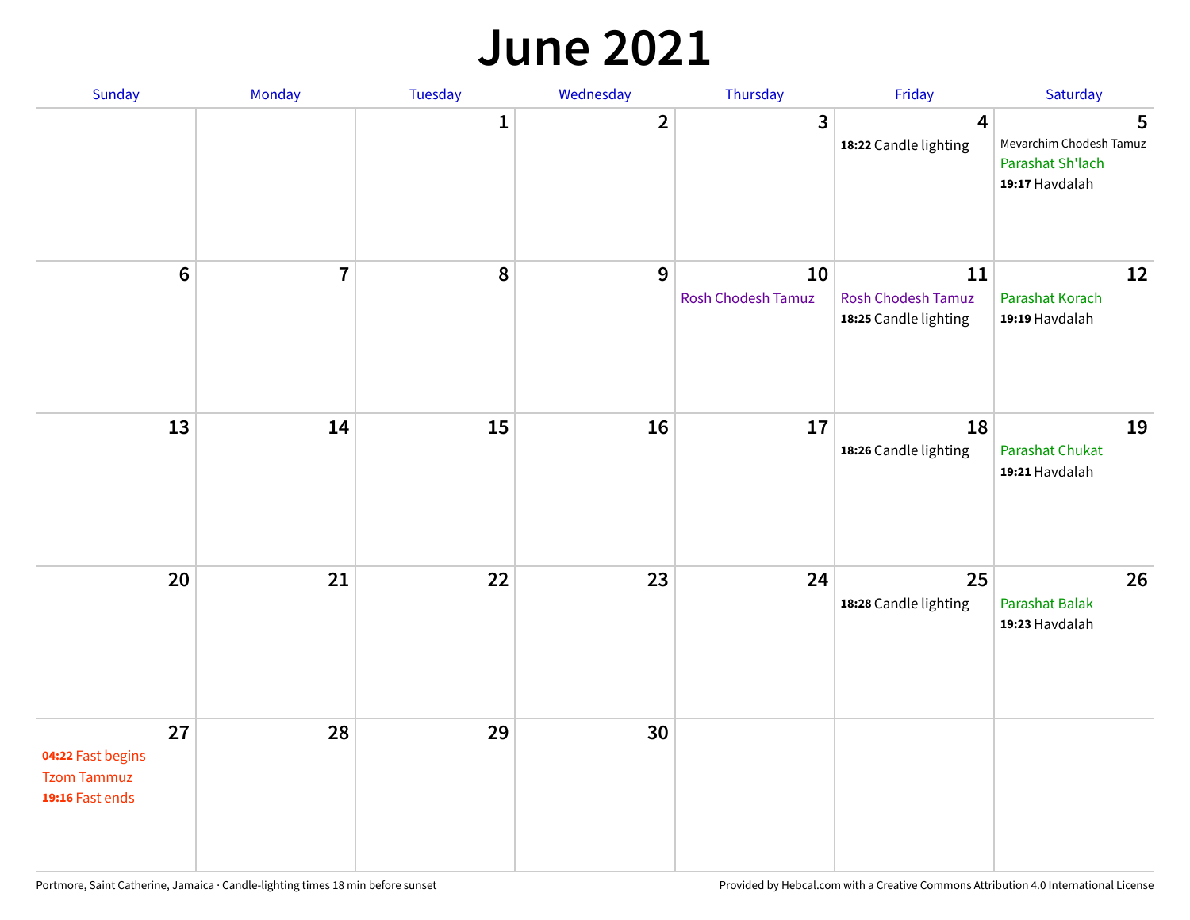# June 2021

| Sunday | Monday | Tuesday | Wednesday | Thursday | Friday | Saturday |
|---|---|---|---|---|---|---|
| | | 1 | 2 | 3 | 4<br>**18:22** Candle lighting | 5<br>Mevarchim Chodesh Tamuz<br>Parashat Sh'lach<br>**19:17** Havdalah |
| 6 | 7 | 8 | 9 | 10<br>Rosh Chodesh Tamuz | 11<br>Rosh Chodesh Tamuz<br>**18:25** Candle lighting | 12<br>Parashat Korach<br>**19:19** Havdalah |
| 13 | 14 | 15 | 16 | 17 | 18<br>**18:26** Candle lighting | 19<br>Parashat Chukat<br>**19:21** Havdalah |
| 20 | 21 | 22 | 23 | 24 | 25<br>**18:28** Candle lighting | 26<br>Parashat Balak<br>**19:23** Havdalah |
| 27<br>**04:22** Fast begins<br>Tzom Tammuz<br>**19:16** Fast ends | 28 | 29 | 30 | | | |

Portmore, Saint Catherine, Jamaica · Candle-lighting times 18 min before sunset

Provided by Hebcal.com with a Creative Commons Attribution 4.0 International License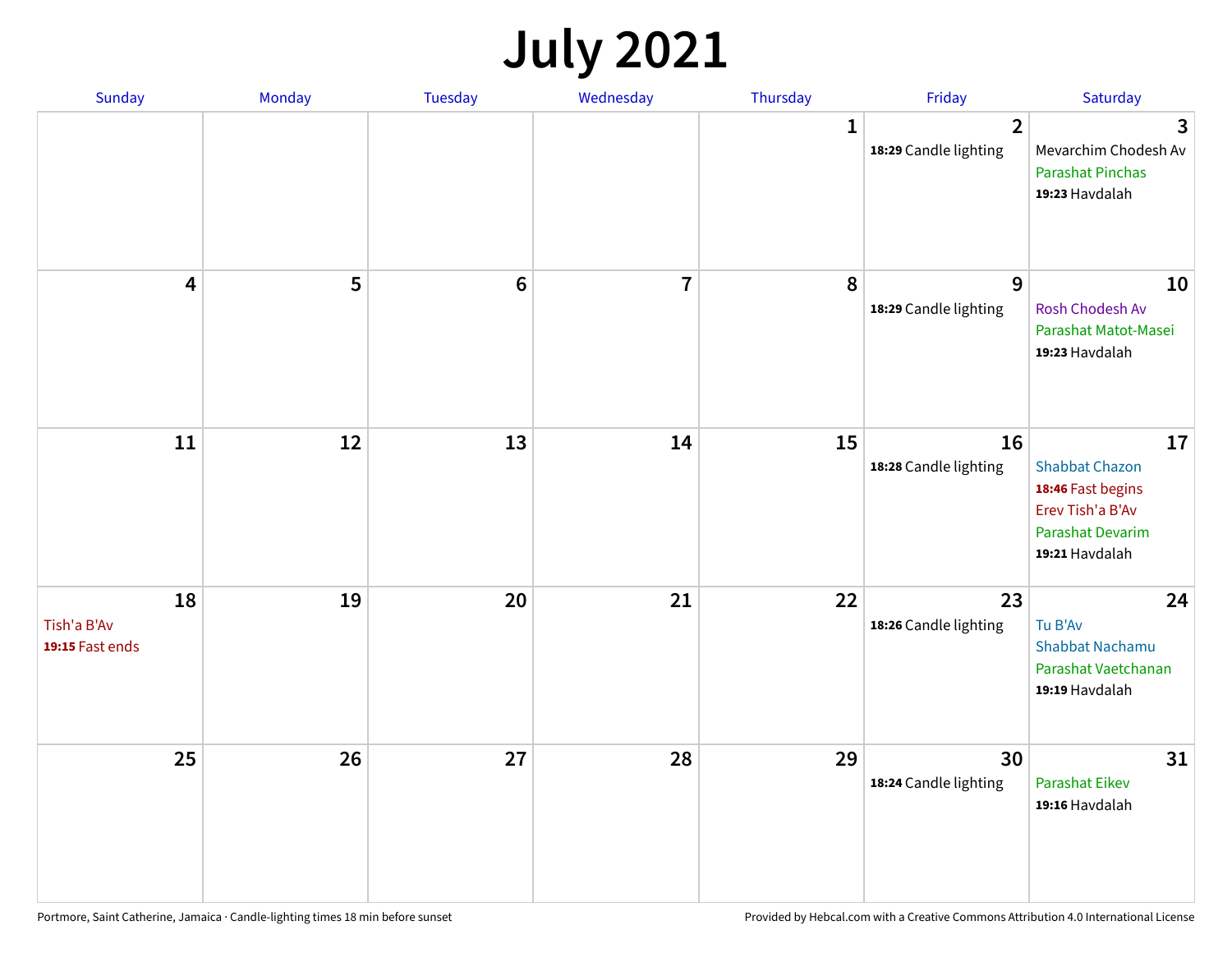# July 2021

| Sunday | Monday | Tuesday | Wednesday | Thursday | Friday | Saturday |
|---|---|---|---|---|---|---|
| | | | | 1 | 2<br>**18:29** Candle lighting | 3<br>Mevarchim Chodesh Av<br>Parashat Pinchas<br>**19:23** Havdalah |
| 4 | 5 | 6 | 7 | 8 | 9<br>**18:29** Candle lighting | 10<br>Rosh Chodesh Av<br>Parashat Matot-Masei<br>**19:23** Havdalah |
| 11 | 12 | 13 | 14 | 15 | 16<br>**18:28** Candle lighting | 17<br>Shabbat Chazon<br>**18:46** Fast begins<br>Erev Tish'a B'Av<br>Parashat Devarim<br>**19:21** Havdalah |
| 18<br>Tish'a B'Av<br>**19:15** Fast ends | 19 | 20 | 21 | 22 | 23<br>**18:26** Candle lighting | 24<br>Tu B'Av<br>Shabbat Nachamu<br>Parashat Vaetchanan<br>**19:19** Havdalah |
| 25 | 26 | 27 | 28 | 29 | 30<br>**18:24** Candle lighting | 31<br>Parashat Eikev<br>**19:16** Havdalah |

Portmore, Saint Catherine, Jamaica · Candle-lighting times 18 min before sunset

Provided by Hebcal.com with a Creative Commons Attribution 4.0 International License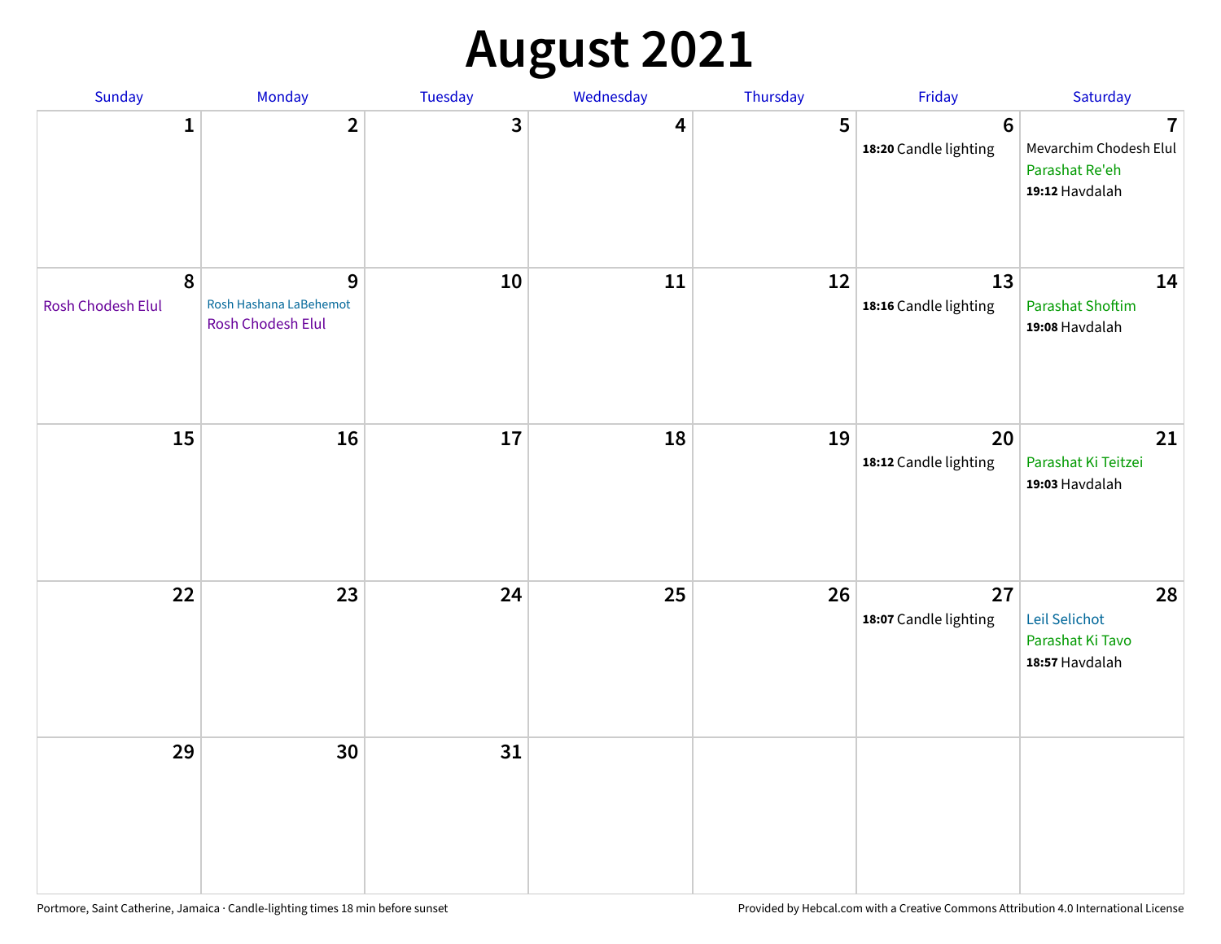# August 2021

| Sunday | Monday | Tuesday | Wednesday | Thursday | Friday | Saturday |
|---|---|---|---|---|---|---|
| 1 | 2 | 3 | 4 | 5 | 6<br>**18:20** Candle lighting | 7<br>Mevarchim Chodesh Elul<br>Parashat Re'eh<br>**19:12** Havdalah |
| 8<br>Rosh Chodesh Elul | 9<br>Rosh Hashana LaBehemot<br>Rosh Chodesh Elul | 10 | 11 | 12 | 13<br>**18:16** Candle lighting | 14<br>Parashat Shoftim<br>**19:08** Havdalah |
| 15 | 16 | 17 | 18 | 19 | 20<br>**18:12** Candle lighting | 21<br>Parashat Ki Teitzei<br>**19:03** Havdalah |
| 22 | 23 | 24 | 25 | 26 | 27<br>**18:07** Candle lighting | 28<br>Leil Selichot<br>Parashat Ki Tavo<br>**18:57** Havdalah |
| 29 | 30 | 31 | | | | |

Portmore, Saint Catherine, Jamaica · Candle-lighting times 18 min before sunset

Provided by Hebcal.com with a Creative Commons Attribution 4.0 International License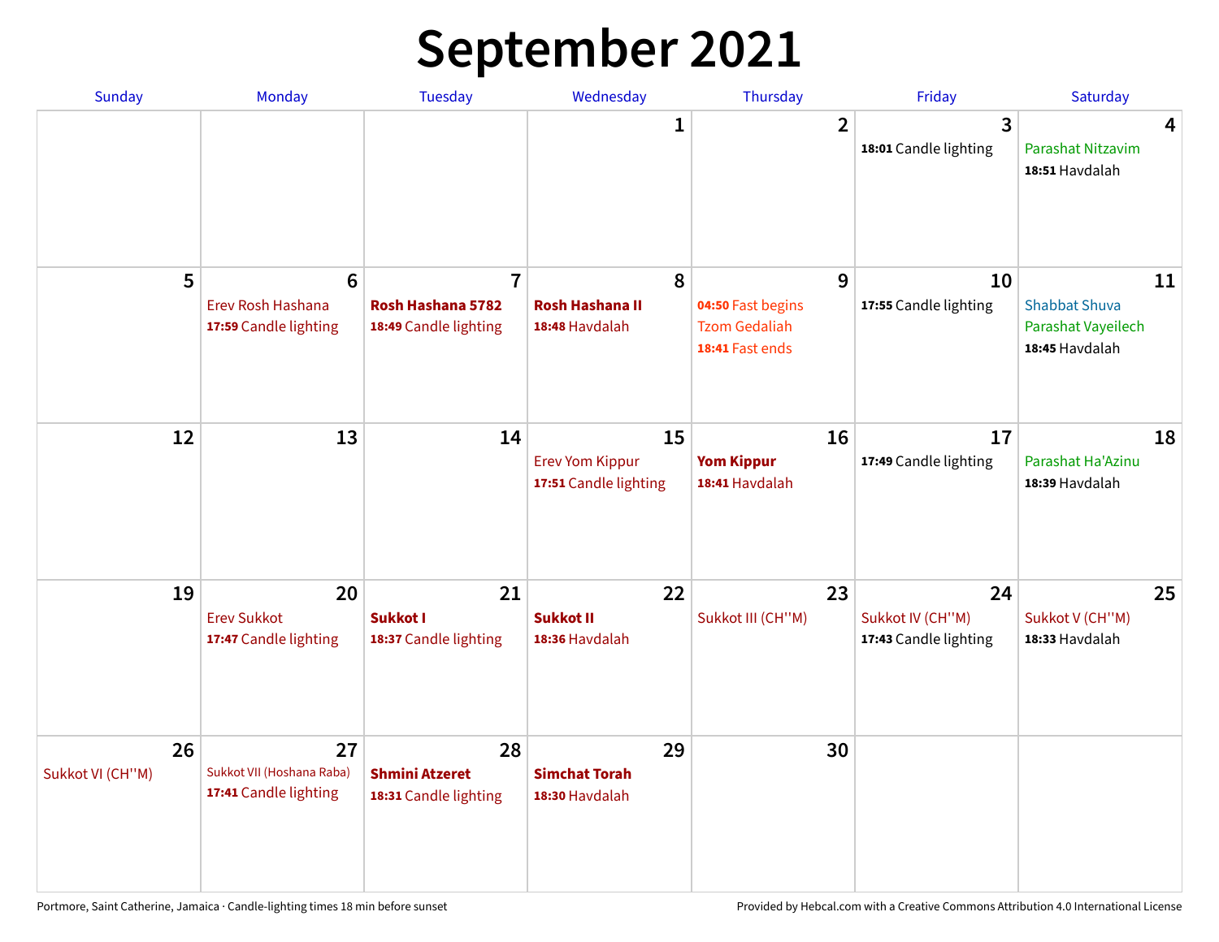# September 2021

| Sunday | Monday | Tuesday | Wednesday | Thursday | Friday | Saturday |
|---|---|---|---|---|---|---|
| | | | 1 | 2 | 3<br>**18:01** Candle lighting | 4<br>Parashat Nitzavim<br>**18:51** Havdalah |
| 5 | 6<br>Erev Rosh Hashana<br>**17:59** Candle lighting | 7<br>**Rosh Hashana 5782**<br>**18:49** Candle lighting | 8<br>**Rosh Hashana II**<br>**18:48** Havdalah | 9<br>**04:50** Fast begins<br>Tzom Gedaliah<br>**18:41** Fast ends | 10<br>**17:55** Candle lighting | 11<br>Shabbat Shuva<br>Parashat Vayeilech<br>**18:45** Havdalah |
| 12 | 13 | 14 | 15<br>Erev Yom Kippur<br>**17:51** Candle lighting | 16<br>**Yom Kippur**<br>**18:41** Havdalah | 17<br>**17:49** Candle lighting | 18<br>Parashat Ha'Azinu<br>**18:39** Havdalah |
| 19 | 20<br>Erev Sukkot<br>**17:47** Candle lighting | 21<br>**Sukkot I**<br>**18:37** Candle lighting | 22<br>**Sukkot II**<br>**18:36** Havdalah | 23<br>Sukkot III (CH''M) | 24<br>Sukkot IV (CH''M)<br>**17:43** Candle lighting | 25<br>Sukkot V (CH''M)<br>**18:33** Havdalah |
| 26<br>Sukkot VI (CH''M) | 27<br>Sukkot VII (Hoshana Raba)<br>**17:41** Candle lighting | 28<br>**Shmini Atzeret**<br>**18:31** Candle lighting | 29<br>**Simchat Torah**<br>**18:30** Havdalah | 30 | | |

Portmore, Saint Catherine, Jamaica · Candle-lighting times 18 min before sunset

Provided by Hebcal.com with a Creative Commons Attribution 4.0 International License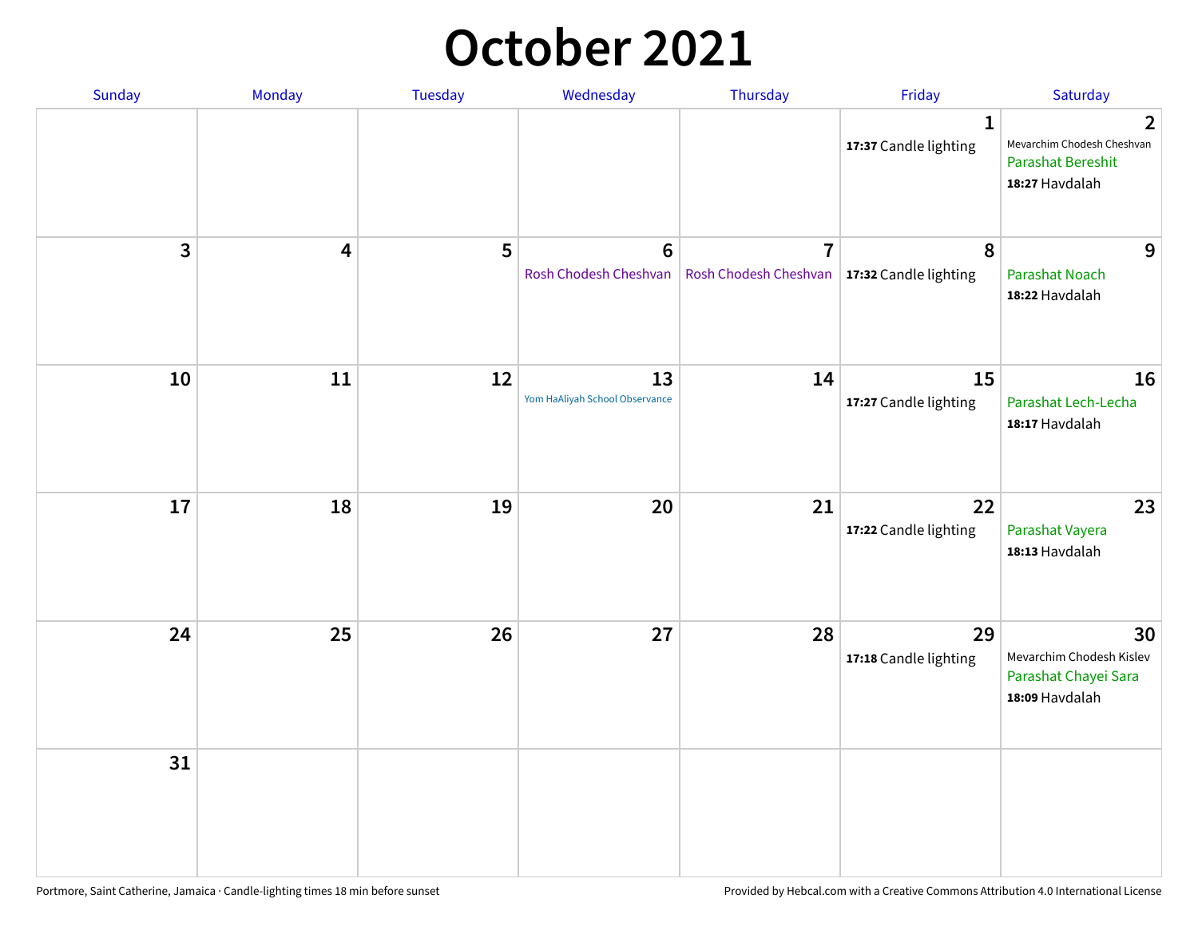# October 2021

| Sunday | Monday | Tuesday | Wednesday | Thursday | Friday | Saturday |
|---|---|---|---|---|---|---|
| | | | | | 1<br>**17:37** Candle lighting | 2<br>Mevarchim Chodesh Cheshvan<br>Parashat Bereshit<br>**18:27** Havdalah |
| 3 | 4 | 5 | 6<br>Rosh Chodesh Cheshvan | 7<br>Rosh Chodesh Cheshvan | 8<br>**17:32** Candle lighting | 9<br>Parashat Noach<br>**18:22** Havdalah |
| 10 | 11 | 12 | 13<br>Yom HaAliyah School Observance | 14 | 15<br>**17:27** Candle lighting | 16<br>Parashat Lech-Lecha<br>**18:17** Havdalah |
| 17 | 18 | 19 | 20 | 21 | 22<br>**17:22** Candle lighting | 23<br>Parashat Vayera<br>**18:13** Havdalah |
| 24 | 25 | 26 | 27 | 28 | 29<br>**17:18** Candle lighting | 30<br>Mevarchim Chodesh Kislev<br>Parashat Chayei Sara<br>**18:09** Havdalah |
| 31 | | | | | | |

Portmore, Saint Catherine, Jamaica · Candle-lighting times 18 min before sunset

Provided by Hebcal.com with a Creative Commons Attribution 4.0 International License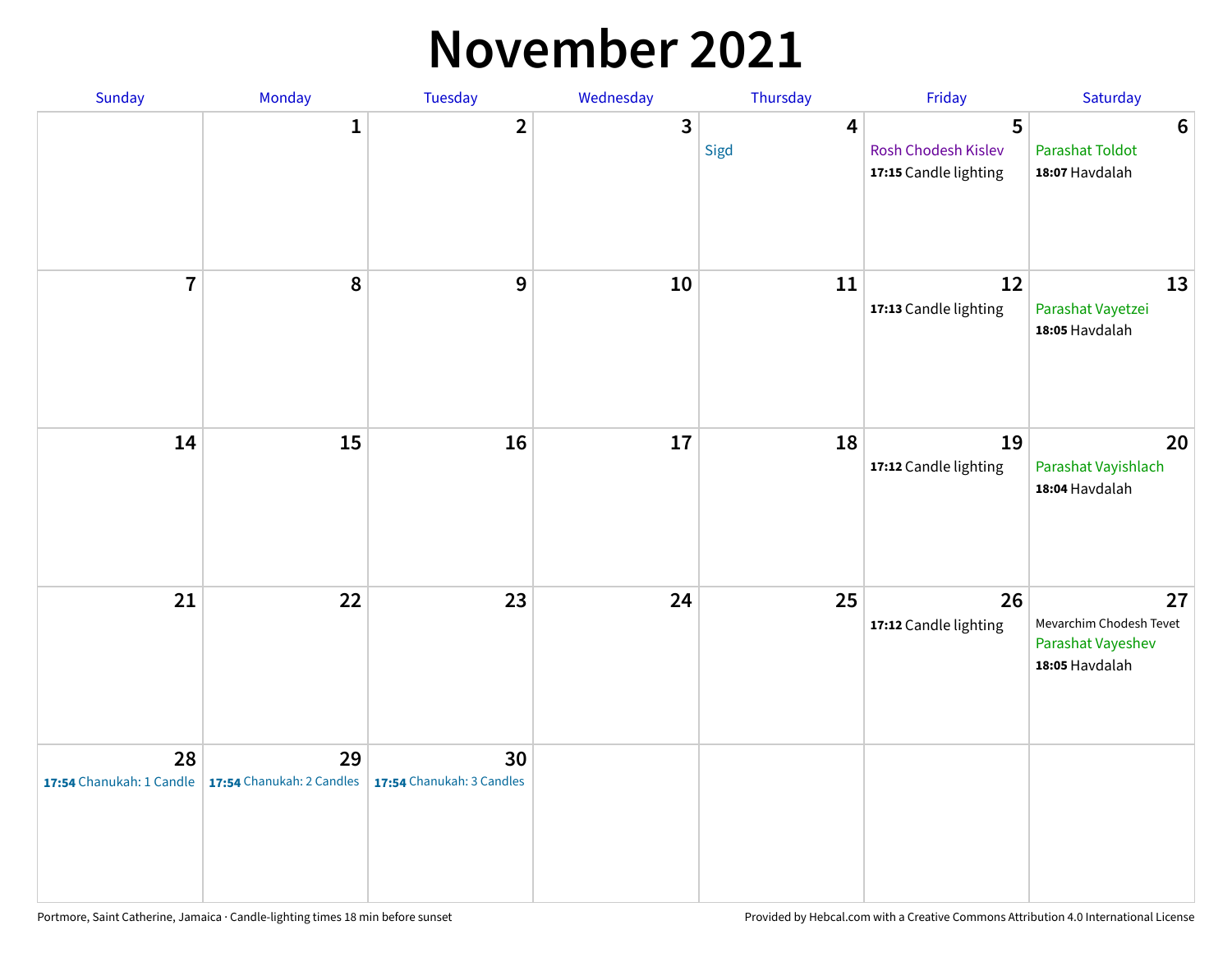# November 2021

| Sunday | Monday | Tuesday | Wednesday | Thursday | Friday | Saturday |
|---|---|---|---|---|---|---|
| | 1 | 2 | 3 | 4<br>Sigd | 5<br>Rosh Chodesh Kislev<br>**17:15** Candle lighting | 6<br>Parashat Toldot<br>**18:07** Havdalah |
| 7 | 8 | 9 | 10 | 11 | 12<br>**17:13** Candle lighting | 13<br>Parashat Vayetzei<br>**18:05** Havdalah |
| 14 | 15 | 16 | 17 | 18 | 19<br>**17:12** Candle lighting | 20<br>Parashat Vayishlach<br>**18:04** Havdalah |
| 21 | 22 | 23 | 24 | 25 | 26<br>**17:12** Candle lighting | 27<br>Mevarchim Chodesh Tevet<br>Parashat Vayeshev<br>**18:05** Havdalah |
| 28<br>**17:54** Chanukah: 1 Candle | 29<br>**17:54** Chanukah: 2 Candles | 30<br>**17:54** Chanukah: 3 Candles | | | | |

Portmore, Saint Catherine, Jamaica · Candle-lighting times 18 min before sunset

Provided by Hebcal.com with a Creative Commons Attribution 4.0 International License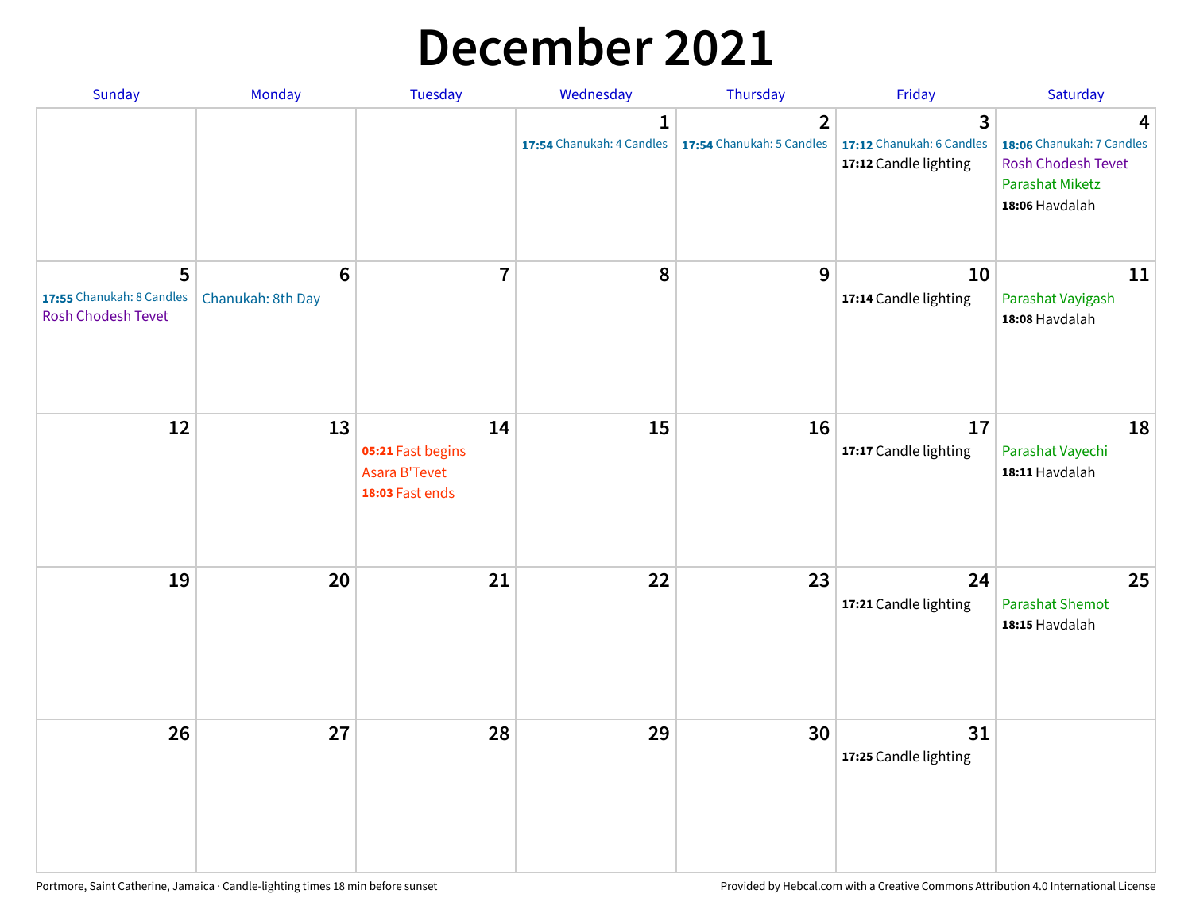# December 2021

| Sunday | Monday | Tuesday | Wednesday | Thursday | Friday | Saturday |
|---|---|---|---|---|---|---|
| | | | 1<br>**17:54** Chanukah: 4 Candles | 2<br>**17:54** Chanukah: 5 Candles | 3<br>**17:12** Chanukah: 6 Candles<br>**17:12** Candle lighting | 4<br>**18:06** Chanukah: 7 Candles<br>Rosh Chodesh Tevet<br>Parashat Miketz<br>**18:06** Havdalah |
| 5<br>**17:55** Chanukah: 8 Candles<br>Rosh Chodesh Tevet | 6<br>Chanukah: 8th Day | 7 | 8 | 9 | 10<br>**17:14** Candle lighting | 11<br>Parashat Vayigash<br>**18:08** Havdalah |
| 12 | 13 | 14<br>**05:21** Fast begins<br>Asara B'Tevet<br>**18:03** Fast ends | 15 | 16 | 17<br>**17:17** Candle lighting | 18<br>Parashat Vayechi<br>**18:11** Havdalah |
| 19 | 20 | 21 | 22 | 23 | 24<br>**17:21** Candle lighting | 25<br>Parashat Shemot<br>**18:15** Havdalah |
| 26 | 27 | 28 | 29 | 30 | 31<br>**17:25** Candle lighting | |

Portmore, Saint Catherine, Jamaica · Candle-lighting times 18 min before sunset

Provided by Hebcal.com with a Creative Commons Attribution 4.0 International License